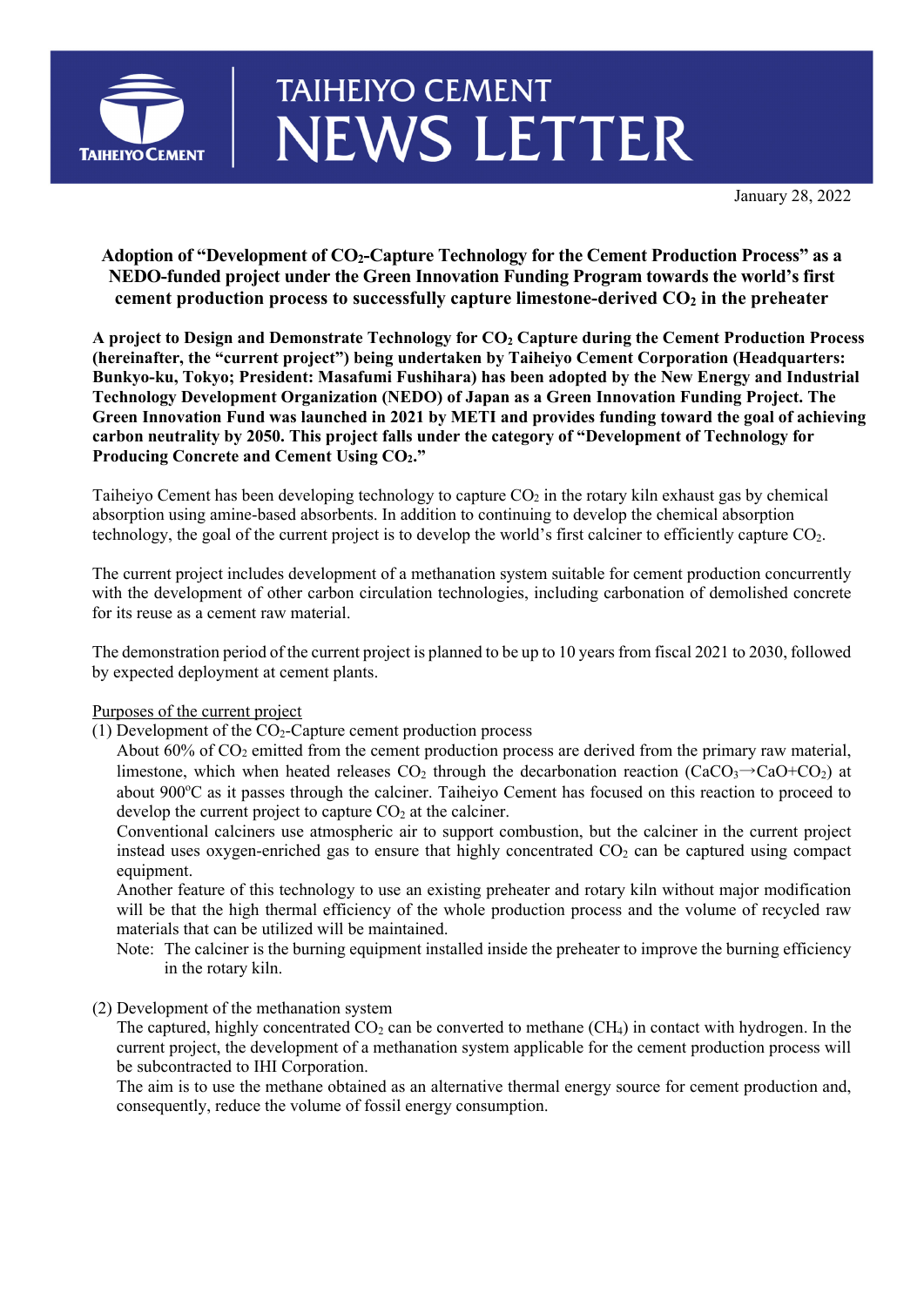# TAIHEIYO CEMENT NEWS LETTER

January 28, 2022

## Adoption of "Development of $CO_2$-Capture Technology for the Cement Production Process" as a NEDO-funded project under the Green Innovation Funding Program towards the world's first cement production process to successfully capture limestone-derived $CO_2$ in the preheater

**A project to Design and Demonstrate Technology for $CO_2$ Capture during the Cement Production Process (hereinafter, the "current project") being undertaken by Taiheiyo Cement Corporation (Headquarters: Bunkyo-ku, Tokyo; President: Masafumi Fushihara) has been adopted by the New Energy and Industrial Technology Development Organization (NEDO) of Japan as a Green Innovation Funding Project. The Green Innovation Fund was launched in 2021 by METI and provides funding toward the goal of achieving carbon neutrality by 2050. This project falls under the category of "Development of Technology for Producing Concrete and Cement Using $CO_2$."**

Taiheiyo Cement has been developing technology to capture $CO_2$ in the rotary kiln exhaust gas by chemical absorption using amine-based absorbents. In addition to continuing to develop the chemical absorption technology, the goal of the current project is to develop the world's first calciner to efficiently capture $CO_2$.

The current project includes development of a methanation system suitable for cement production concurrently with the development of other carbon circulation technologies, including carbonation of demolished concrete for its reuse as a cement raw material.

The demonstration period of the current project is planned to be up to 10 years from fiscal 2021 to 2030, followed by expected deployment at cement plants.

Purposes of the current project

(1) Development of the $CO_2$-Capture cement production process

About 60% of $CO_2$ emitted from the cement production process are derived from the primary raw material, limestone, which when heated releases $CO_2$ through the decarbonation reaction ($CaCO_3 \rightarrow CaO+CO_2$) at about 900°C as it passes through the calciner. Taiheiyo Cement has focused on this reaction to proceed to develop the current project to capture $CO_2$ at the calciner.

Conventional calciners use atmospheric air to support combustion, but the calciner in the current project instead uses oxygen-enriched gas to ensure that highly concentrated $CO_2$ can be captured using compact equipment.

Another feature of this technology to use an existing preheater and rotary kiln without major modification will be that the high thermal efficiency of the whole production process and the volume of recycled raw materials that can be utilized will be maintained.

Note: The calciner is the burning equipment installed inside the preheater to improve the burning efficiency in the rotary kiln.

(2) Development of the methanation system

The captured, highly concentrated $CO_2$ can be converted to methane ($CH_4$) in contact with hydrogen. In the current project, the development of a methanation system applicable for the cement production process will be subcontracted to IHI Corporation.

The aim is to use the methane obtained as an alternative thermal energy source for cement production and, consequently, reduce the volume of fossil energy consumption.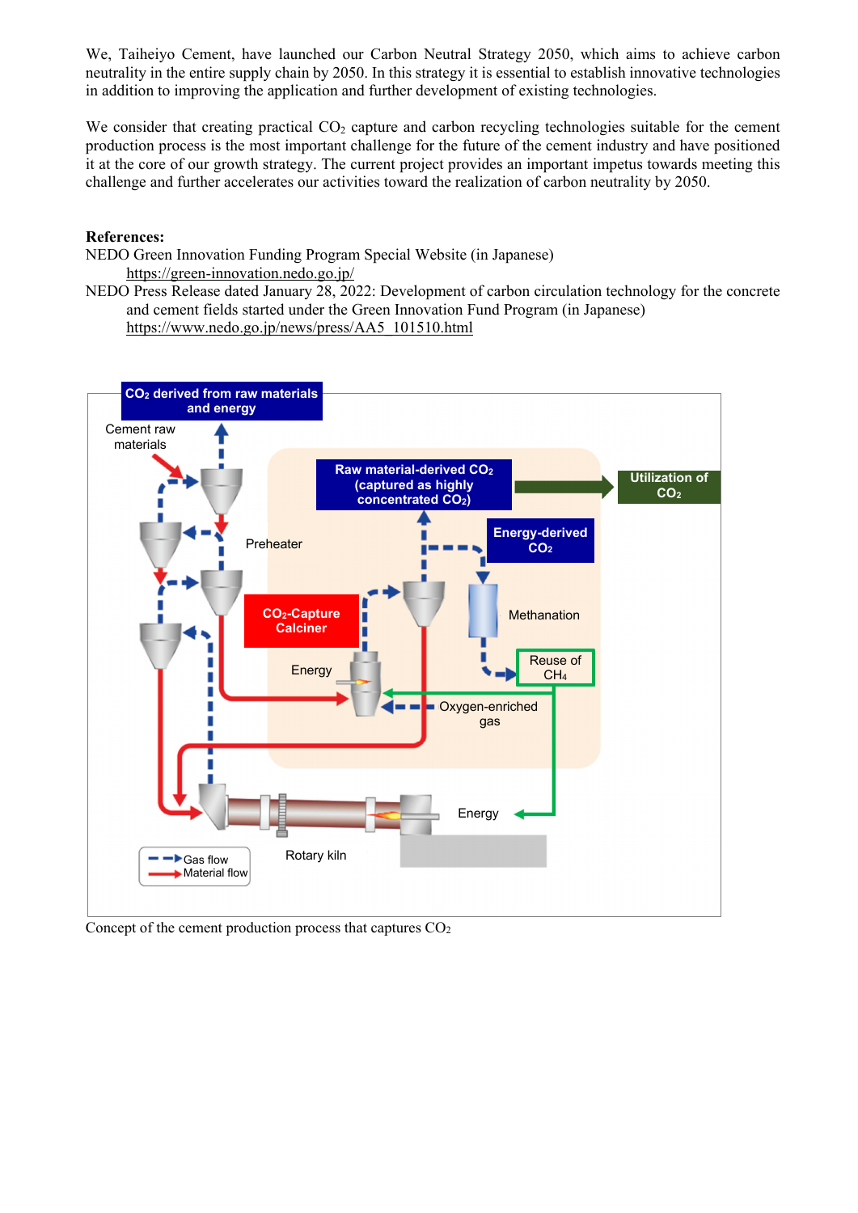We, Taiheiyo Cement, have launched our Carbon Neutral Strategy 2050, which aims to achieve carbon neutrality in the entire supply chain by 2050. In this strategy it is essential to establish innovative technologies in addition to improving the application and further development of existing technologies.

We consider that creating practical $CO_2$ capture and carbon recycling technologies suitable for the cement production process is the most important challenge for the future of the cement industry and have positioned it at the core of our growth strategy. The current project provides an important impetus towards meeting this challenge and further accelerates our activities toward the realization of carbon neutrality by 2050.

**References:**

NEDO Green Innovation Funding Program Special Website (in Japanese)
https://green-innovation.nedo.go.jp/

NEDO Press Release dated January 28, 2022: Development of carbon circulation technology for the concrete and cement fields started under the Green Innovation Fund Program (in Japanese)
https://www.nedo.go.jp/news/press/AA5_101510.html

$CO_2$ derived from raw materials and energy

Cement raw materials

Raw material-derived $CO_2$ (captured as highly concentrated $CO_2$)

Utilization of $CO_2$

Preheater

Energy-derived $CO_2$

Methanation

$CO_2$-Capture Calciner

Energy

Reuse of $CH_4$

Oxygen-enriched gas

Energy

Rotary kiln

Gas flow

Material flow

Concept of the cement production process that captures $CO_2$